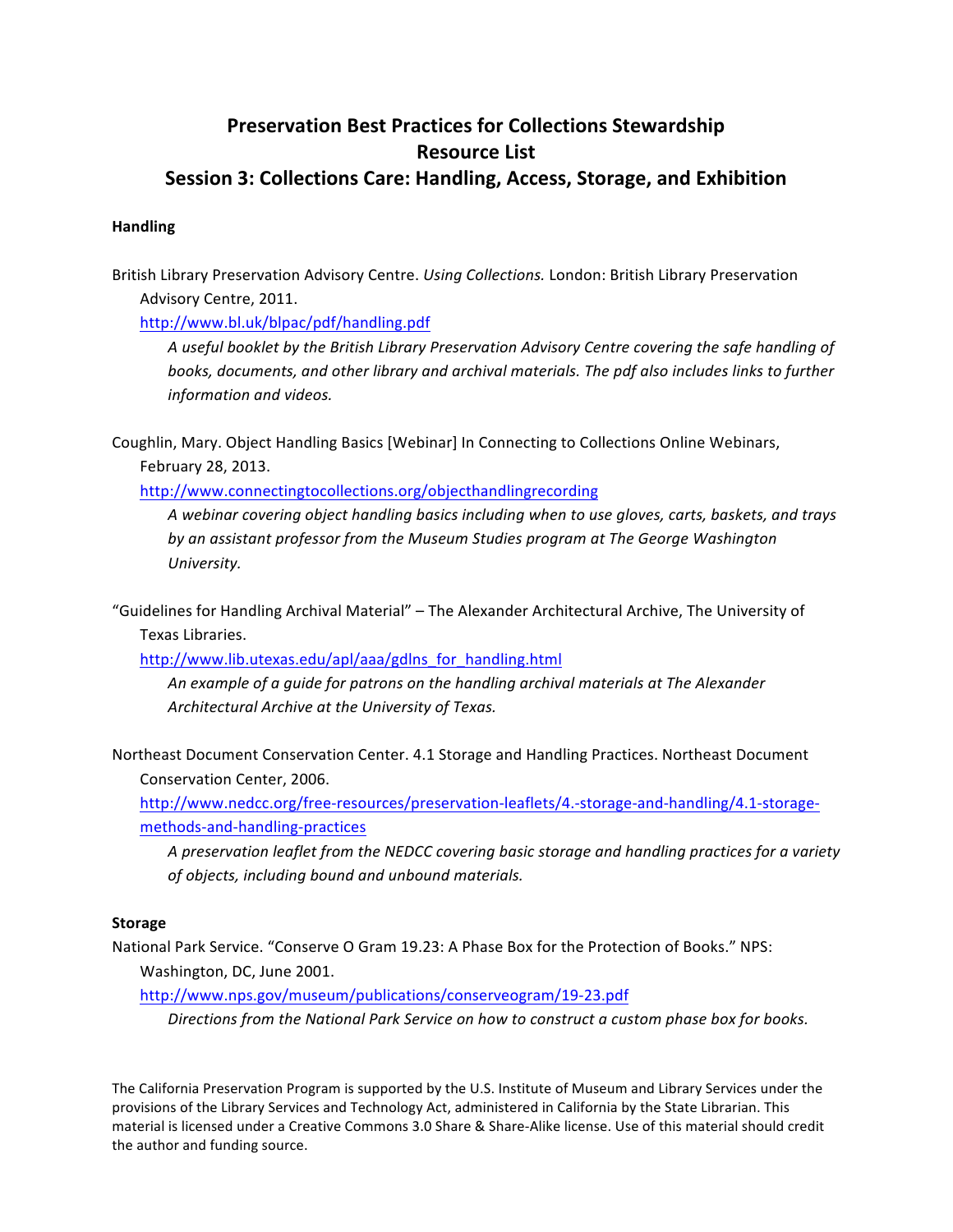# Preservation Best Practices for Collections Stewardship
# Resource List
# Session 3: Collections Care: Handling, Access, Storage, and Exhibition

**Handling**

British Library Preservation Advisory Centre. *Using Collections.* London: British Library Preservation Advisory Centre, 2011.

http://www.bl.uk/blpac/pdf/handling.pdf

*A useful booklet by the British Library Preservation Advisory Centre covering the safe handling of books, documents, and other library and archival materials. The pdf also includes links to further information and videos.*

Coughlin, Mary. Object Handling Basics [Webinar] In Connecting to Collections Online Webinars, February 28, 2013.

http://www.connectingtocollections.org/objecthandlingrecording

*A webinar covering object handling basics including when to use gloves, carts, baskets, and trays by an assistant professor from the Museum Studies program at The George Washington University.*

"Guidelines for Handling Archival Material" – The Alexander Architectural Archive, The University of Texas Libraries.

http://www.lib.utexas.edu/apl/aaa/gdlns_for_handling.html

*An example of a guide for patrons on the handling archival materials at The Alexander Architectural Archive at the University of Texas.*

Northeast Document Conservation Center. 4.1 Storage and Handling Practices. Northeast Document Conservation Center, 2006.

http://www.nedcc.org/free-resources/preservation-leaflets/4.-storage-and-handling/4.1-storage-methods-and-handling-practices

*A preservation leaflet from the NEDCC covering basic storage and handling practices for a variety of objects, including bound and unbound materials.*

**Storage**

National Park Service. "Conserve O Gram 19.23: A Phase Box for the Protection of Books." NPS: Washington, DC, June 2001.

http://www.nps.gov/museum/publications/conserveogram/19-23.pdf

*Directions from the National Park Service on how to construct a custom phase box for books.*

The California Preservation Program is supported by the U.S. Institute of Museum and Library Services under the provisions of the Library Services and Technology Act, administered in California by the State Librarian. This material is licensed under a Creative Commons 3.0 Share & Share-Alike license. Use of this material should credit the author and funding source.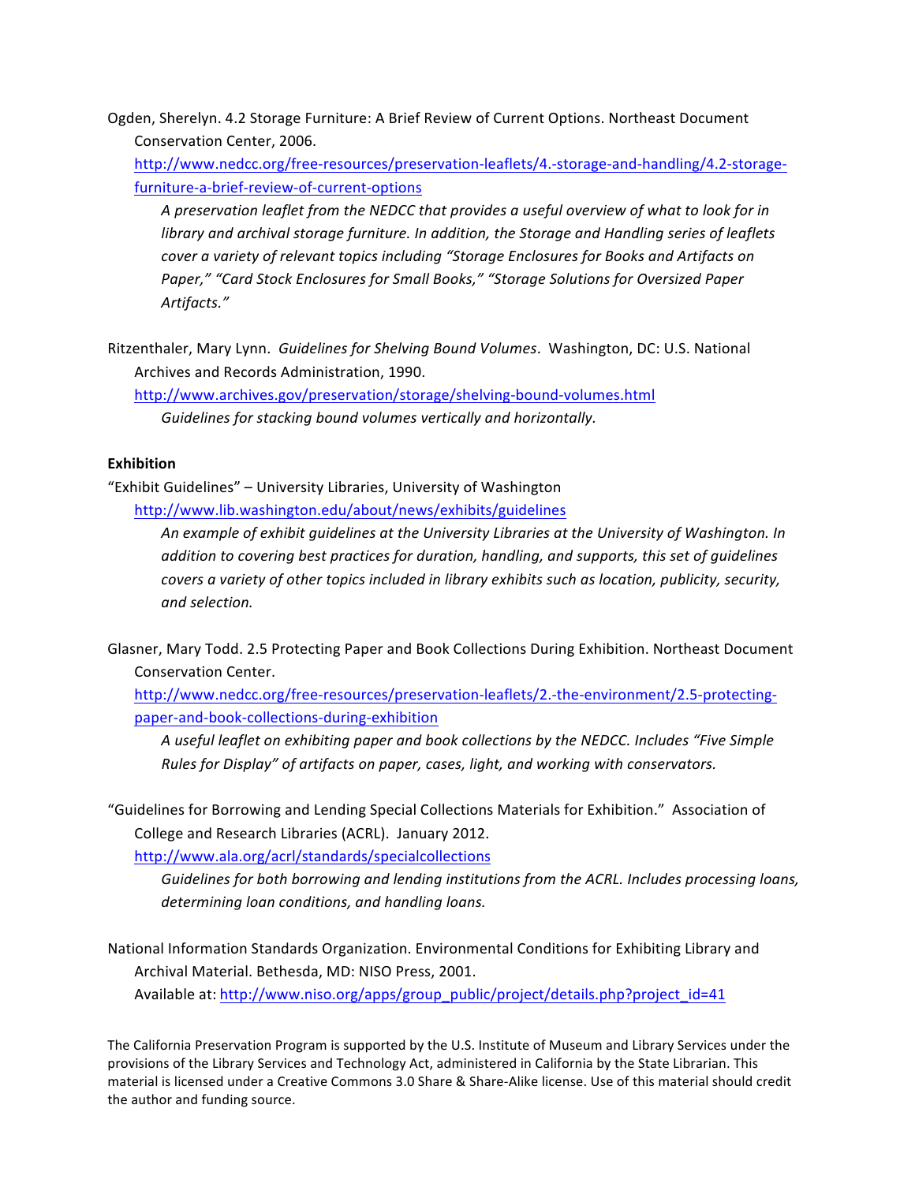Ogden, Sherelyn. 4.2 Storage Furniture: A Brief Review of Current Options. Northeast Document Conservation Center, 2006.

http://www.nedcc.org/free-resources/preservation-leaflets/4.-storage-and-handling/4.2-storage-furniture-a-brief-review-of-current-options

*A preservation leaflet from the NEDCC that provides a useful overview of what to look for in library and archival storage furniture. In addition, the Storage and Handling series of leaflets cover a variety of relevant topics including "Storage Enclosures for Books and Artifacts on Paper," "Card Stock Enclosures for Small Books," "Storage Solutions for Oversized Paper Artifacts."*

Ritzenthaler, Mary Lynn. *Guidelines for Shelving Bound Volumes*. Washington, DC: U.S. National Archives and Records Administration, 1990.

http://www.archives.gov/preservation/storage/shelving-bound-volumes.html

*Guidelines for stacking bound volumes vertically and horizontally.*

**Exhibition**

"Exhibit Guidelines" – University Libraries, University of Washington

http://www.lib.washington.edu/about/news/exhibits/guidelines

*An example of exhibit guidelines at the University Libraries at the University of Washington. In addition to covering best practices for duration, handling, and supports, this set of guidelines covers a variety of other topics included in library exhibits such as location, publicity, security, and selection.*

Glasner, Mary Todd. 2.5 Protecting Paper and Book Collections During Exhibition. Northeast Document Conservation Center.

http://www.nedcc.org/free-resources/preservation-leaflets/2.-the-environment/2.5-protecting-paper-and-book-collections-during-exhibition

*A useful leaflet on exhibiting paper and book collections by the NEDCC. Includes "Five Simple Rules for Display" of artifacts on paper, cases, light, and working with conservators.*

"Guidelines for Borrowing and Lending Special Collections Materials for Exhibition." Association of College and Research Libraries (ACRL). January 2012.

http://www.ala.org/acrl/standards/specialcollections

*Guidelines for both borrowing and lending institutions from the ACRL. Includes processing loans, determining loan conditions, and handling loans.*

National Information Standards Organization. Environmental Conditions for Exhibiting Library and Archival Material. Bethesda, MD: NISO Press, 2001.

Available at: http://www.niso.org/apps/group_public/project/details.php?project_id=41

The California Preservation Program is supported by the U.S. Institute of Museum and Library Services under the provisions of the Library Services and Technology Act, administered in California by the State Librarian. This material is licensed under a Creative Commons 3.0 Share & Share-Alike license. Use of this material should credit the author and funding source.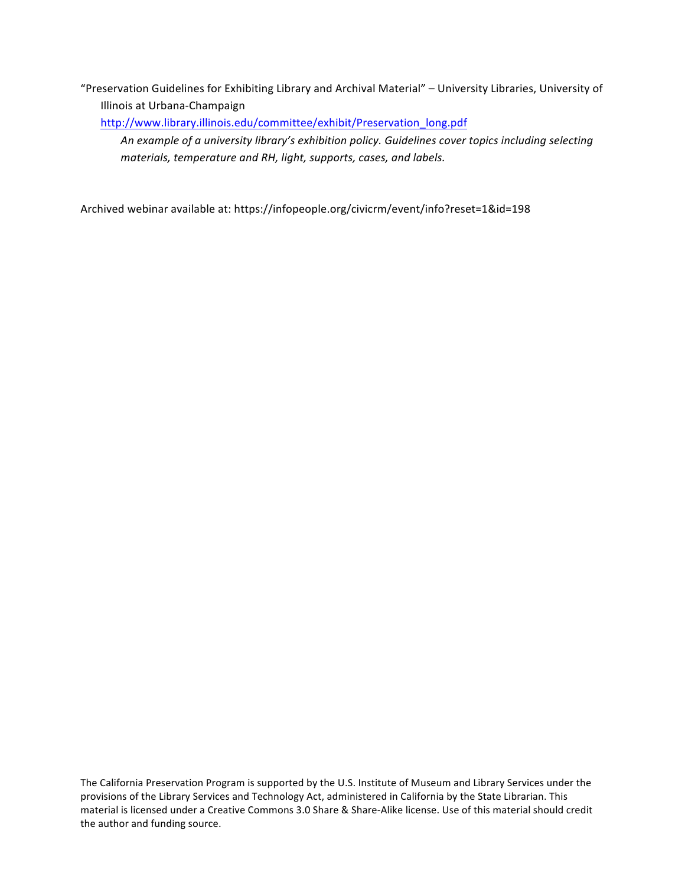"Preservation Guidelines for Exhibiting Library and Archival Material" – University Libraries, University of Illinois at Urbana-Champaign
[http://www.library.illinois.edu/committee/exhibit/Preservation_long.pdf](http://www.library.illinois.edu/committee/exhibit/Preservation_long.pdf)
*An example of a university library's exhibition policy. Guidelines cover topics including selecting materials, temperature and RH, light, supports, cases, and labels.*

Archived webinar available at: https://infopeople.org/civicrm/event/info?reset=1&id=198

The California Preservation Program is supported by the U.S. Institute of Museum and Library Services under the provisions of the Library Services and Technology Act, administered in California by the State Librarian. This material is licensed under a Creative Commons 3.0 Share & Share-Alike license. Use of this material should credit the author and funding source.